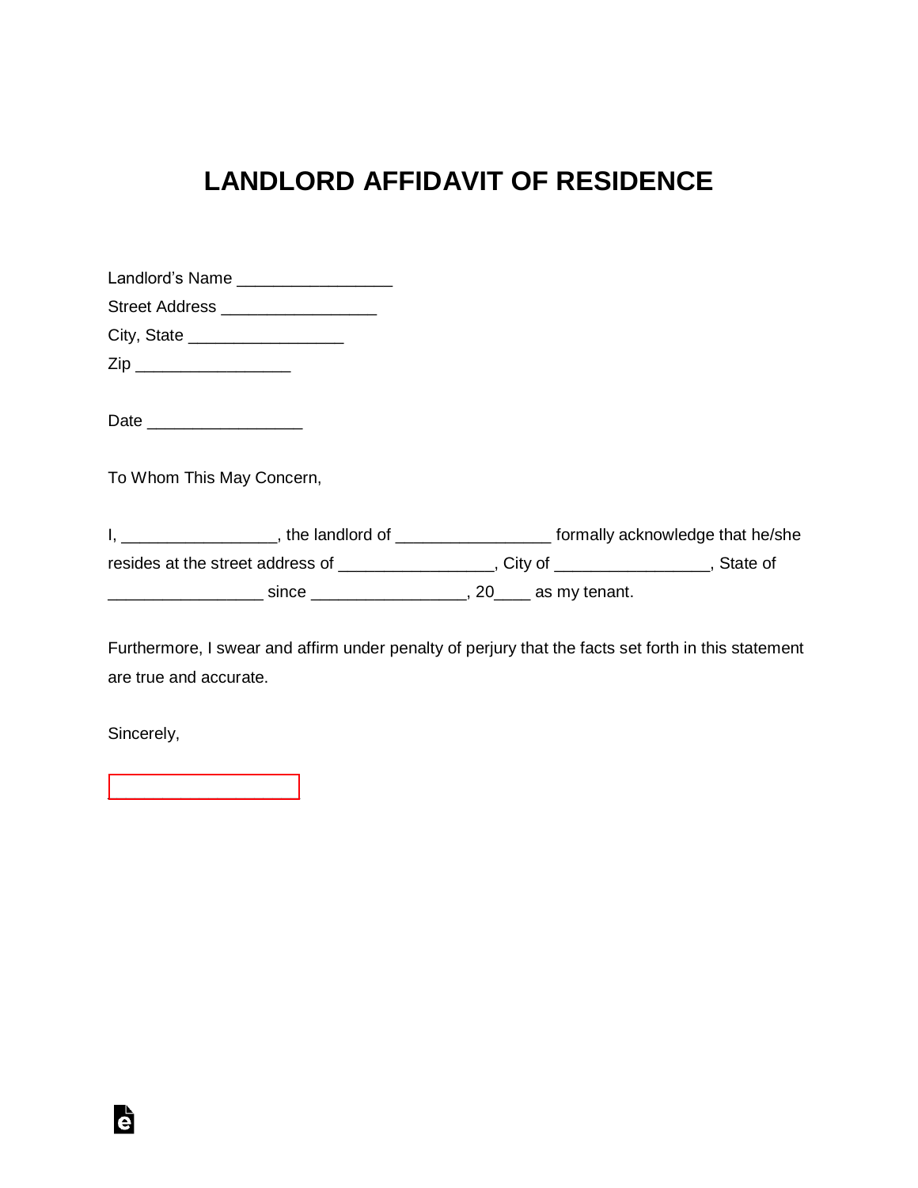# LANDLORD AFFIDAVIT OF RESIDENCE

Landlord's Name _________________
Street Address _________________
City, State _________________
Zip _________________

Date _________________

To Whom This May Concern,

I, _________________, the landlord of _________________ formally acknowledge that he/she resides at the street address of _________________, City of _________________, State of _________________ since _________________, 20____ as my tenant.

Furthermore, I swear and affirm under penalty of perjury that the facts set forth in this statement are true and accurate.

Sincerely,

_____________________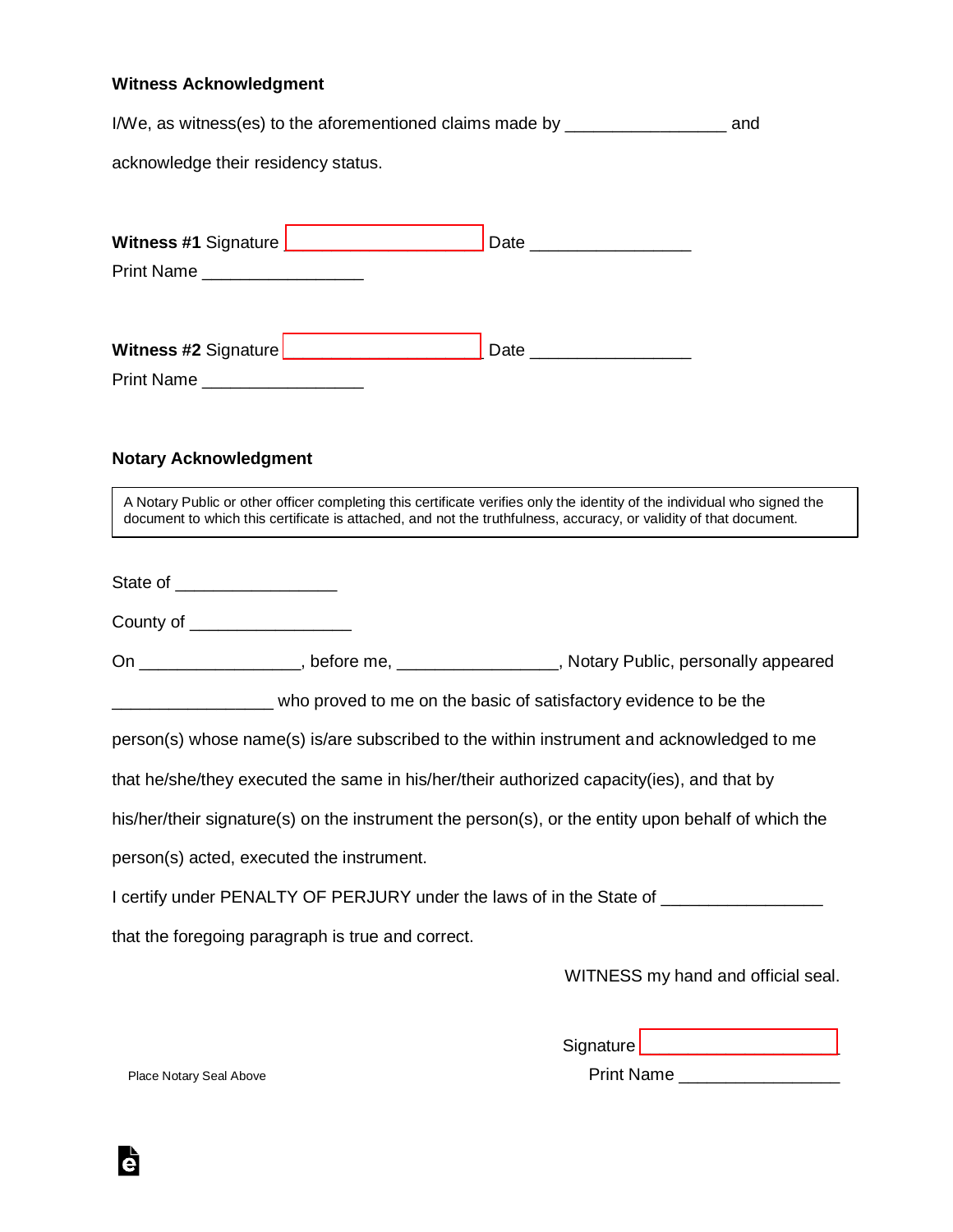**Witness Acknowledgment**

I/We, as witness(es) to the aforementioned claims made by _________________ and acknowledge their residency status.

**Witness #1** Signature _____________________ Date _________________

Print Name _________________

**Witness #2** Signature _____________________ Date _________________

Print Name _________________

**Notary Acknowledgment**

| |
|---|
| A Notary Public or other officer completing this certificate verifies only the identity of the individual who signed the document to which this certificate is attached, and not the truthfulness, accuracy, or validity of that document. |

State of _________________

County of _________________

On _________________, before me, _________________, Notary Public, personally appeared _________________ who proved to me on the basic of satisfactory evidence to be the person(s) whose name(s) is/are subscribed to the within instrument and acknowledged to me that he/she/they executed the same in his/her/their authorized capacity(ies), and that by his/her/their signature(s) on the instrument the person(s), or the entity upon behalf of which the person(s) acted, executed the instrument.

I certify under PENALTY OF PERJURY under the laws of in the State of _________________ that the foregoing paragraph is true and correct.

WITNESS my hand and official seal.

Signature _____________________

Print Name _________________

Place Notary Seal Above